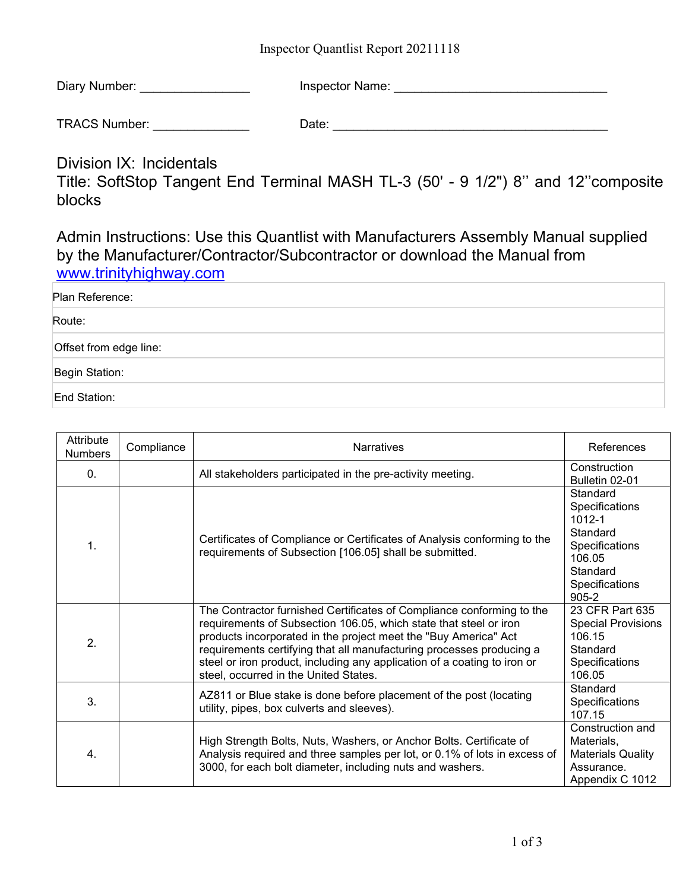Inspector Quantlist Report 20211118

Diary Number: ________________ Inspector Name: ________________________________

TRACS Number: ______________ Date: ________________________________________

## Division IX: Incidentals

## Title: SoftStop Tangent End Terminal MASH TL-3 (50' - 9 1/2") 8'' and 12''composite blocks

Admin Instructions: Use this Quantlist with Manufacturers Assembly Manual supplied by the Manufacturer/Contractor/Subcontractor or download the Manual from [www.trinityhighway.com](http://www.trinityhighway.com)

| Plan Reference: |
|---|
| Route: |
| Offset from edge line: |
| Begin Station: |
| End Station: |

| Attribute Numbers | Compliance | Narratives | References |
|---|---|---|---|
| 0. | | All stakeholders participated in the pre-activity meeting. | Construction Bulletin 02-01 |
| 1. | | Certificates of Compliance or Certificates of Analysis conforming to the requirements of Subsection [106.05] shall be submitted. | Standard Specifications 1012-1 Standard Specifications 106.05 Standard Specifications 905-2 |
| 2. | | The Contractor furnished Certificates of Compliance conforming to the requirements of Subsection 106.05, which state that steel or iron products incorporated in the project meet the "Buy America" Act requirements certifying that all manufacturing processes producing a steel or iron product, including any application of a coating to iron or steel, occurred in the United States. | 23 CFR Part 635 Special Provisions 106.15 Standard Specifications 106.05 |
| 3. | | AZ811 or Blue stake is done before placement of the post (locating utility, pipes, box culverts and sleeves). | Standard Specifications 107.15 |
| 4. | | High Strength Bolts, Nuts, Washers, or Anchor Bolts. Certificate of Analysis required and three samples per lot, or 0.1% of lots in excess of 3000, for each bolt diameter, including nuts and washers. | Construction and Materials, Materials Quality Assurance. Appendix C 1012 |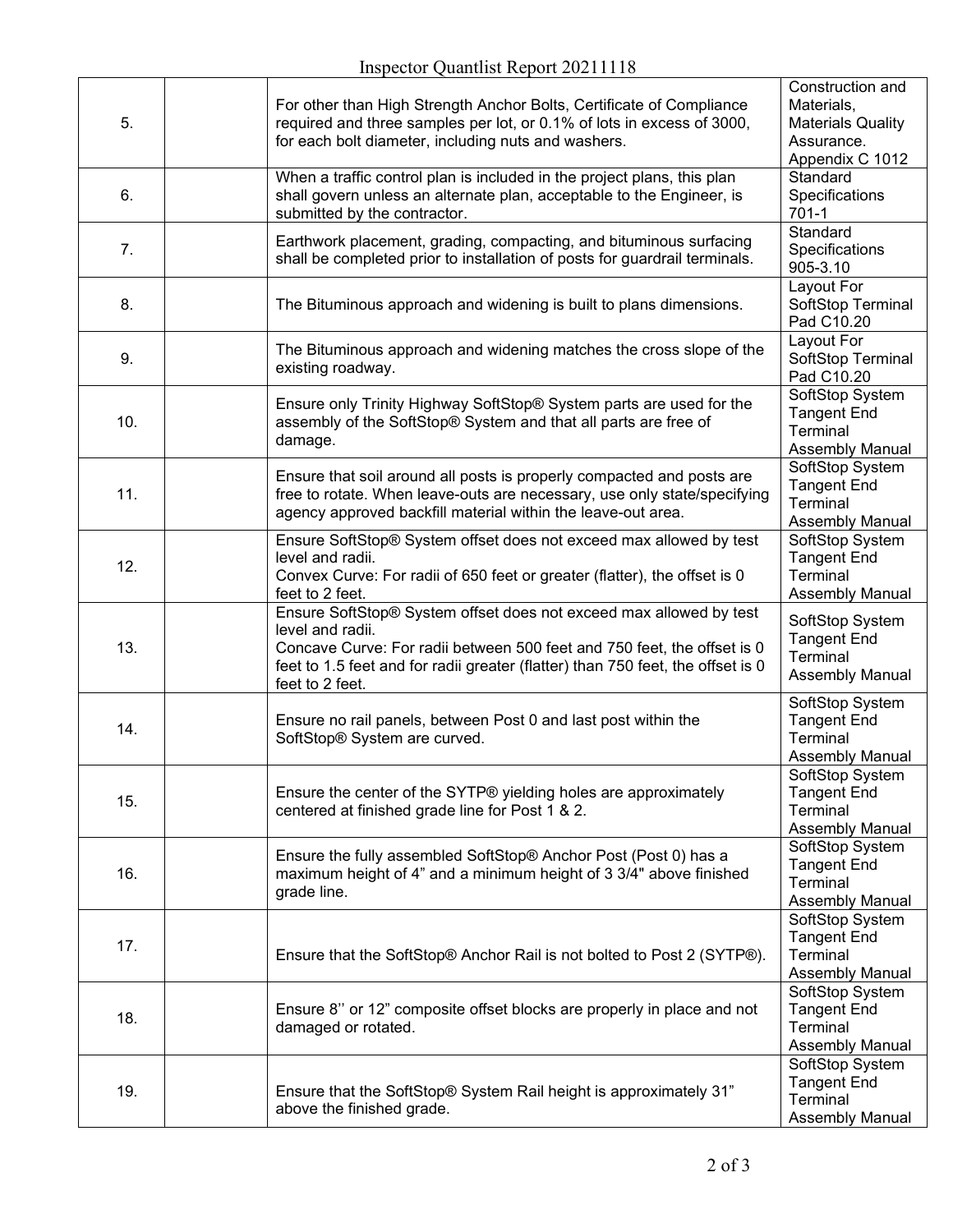| | | | |
|---|---|---|---|
| 5. | | For other than High Strength Anchor Bolts, Certificate of Compliance required and three samples per lot, or 0.1% of lots in excess of 3000, for each bolt diameter, including nuts and washers. | Construction and Materials, Materials Quality Assurance. Appendix C 1012 |
| 6. | | When a traffic control plan is included in the project plans, this plan shall govern unless an alternate plan, acceptable to the Engineer, is submitted by the contractor. | Standard Specifications 701-1 |
| 7. | | Earthwork placement, grading, compacting, and bituminous surfacing shall be completed prior to installation of posts for guardrail terminals. | Standard Specifications 905-3.10 |
| 8. | | The Bituminous approach and widening is built to plans dimensions. | Layout For SoftStop Terminal Pad C10.20 |
| 9. | | The Bituminous approach and widening matches the cross slope of the existing roadway. | Layout For SoftStop Terminal Pad C10.20 |
| 10. | | Ensure only Trinity Highway SoftStop® System parts are used for the assembly of the SoftStop® System and that all parts are free of damage. | SoftStop System Tangent End Terminal Assembly Manual |
| 11. | | Ensure that soil around all posts is properly compacted and posts are free to rotate. When leave-outs are necessary, use only state/specifying agency approved backfill material within the leave-out area. | SoftStop System Tangent End Terminal Assembly Manual |
| 12. | | Ensure SoftStop® System offset does not exceed max allowed by test level and radii.<br>Convex Curve: For radii of 650 feet or greater (flatter), the offset is 0 feet to 2 feet. | SoftStop System Tangent End Terminal Assembly Manual |
| 13. | | Ensure SoftStop® System offset does not exceed max allowed by test level and radii.<br>Concave Curve: For radii between 500 feet and 750 feet, the offset is 0 feet to 1.5 feet and for radii greater (flatter) than 750 feet, the offset is 0 feet to 2 feet. | SoftStop System Tangent End Terminal Assembly Manual |
| 14. | | Ensure no rail panels, between Post 0 and last post within the SoftStop® System are curved. | SoftStop System Tangent End Terminal Assembly Manual |
| 15. | | Ensure the center of the SYTP® yielding holes are approximately centered at finished grade line for Post 1 & 2. | SoftStop System Tangent End Terminal Assembly Manual |
| 16. | | Ensure the fully assembled SoftStop® Anchor Post (Post 0) has a maximum height of 4" and a minimum height of 3 3/4" above finished grade line. | SoftStop System Tangent End Terminal Assembly Manual |
| 17. | | Ensure that the SoftStop® Anchor Rail is not bolted to Post 2 (SYTP®). | SoftStop System Tangent End Terminal Assembly Manual |
| 18. | | Ensure 8'' or 12" composite offset blocks are properly in place and not damaged or rotated. | SoftStop System Tangent End Terminal Assembly Manual |
| 19. | | Ensure that the SoftStop® System Rail height is approximately 31" above the finished grade. | SoftStop System Tangent End Terminal Assembly Manual |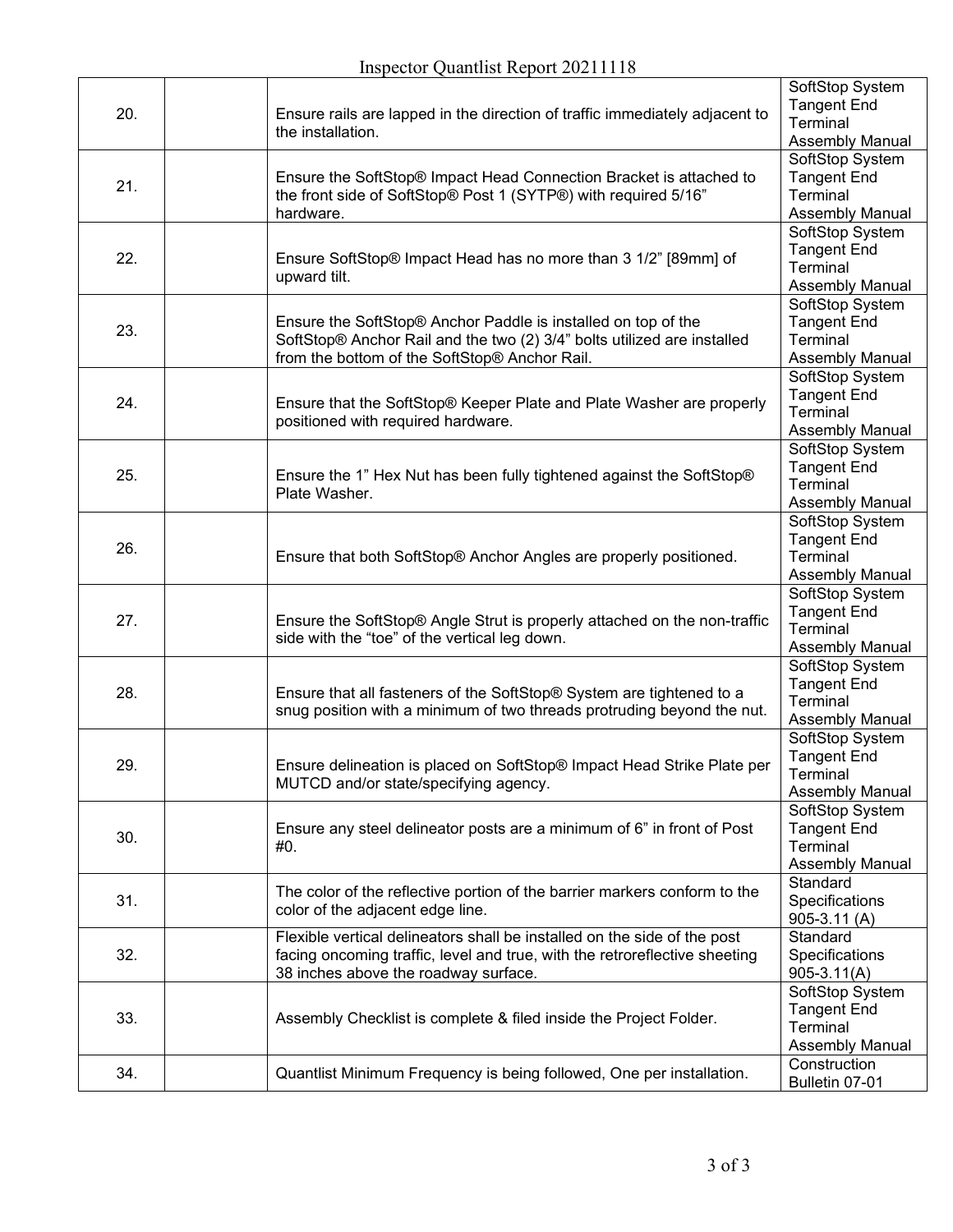| | | | |
|---|---|---|---|
| 20. | | Ensure rails are lapped in the direction of traffic immediately adjacent to the installation. | SoftStop System Tangent End Terminal Assembly Manual |
| 21. | | Ensure the SoftStop® Impact Head Connection Bracket is attached to the front side of SoftStop® Post 1 (SYTP®) with required 5/16" hardware. | SoftStop System Tangent End Terminal Assembly Manual |
| 22. | | Ensure SoftStop® Impact Head has no more than 3 1/2" [89mm] of upward tilt. | SoftStop System Tangent End Terminal Assembly Manual |
| 23. | | Ensure the SoftStop® Anchor Paddle is installed on top of the SoftStop® Anchor Rail and the two (2) 3/4" bolts utilized are installed from the bottom of the SoftStop® Anchor Rail. | SoftStop System Tangent End Terminal Assembly Manual |
| 24. | | Ensure that the SoftStop® Keeper Plate and Plate Washer are properly positioned with required hardware. | SoftStop System Tangent End Terminal Assembly Manual |
| 25. | | Ensure the 1" Hex Nut has been fully tightened against the SoftStop® Plate Washer. | SoftStop System Tangent End Terminal Assembly Manual |
| 26. | | Ensure that both SoftStop® Anchor Angles are properly positioned. | SoftStop System Tangent End Terminal Assembly Manual |
| 27. | | Ensure the SoftStop® Angle Strut is properly attached on the non-traffic side with the "toe" of the vertical leg down. | SoftStop System Tangent End Terminal Assembly Manual |
| 28. | | Ensure that all fasteners of the SoftStop® System are tightened to a snug position with a minimum of two threads protruding beyond the nut. | SoftStop System Tangent End Terminal Assembly Manual |
| 29. | | Ensure delineation is placed on SoftStop® Impact Head Strike Plate per MUTCD and/or state/specifying agency. | SoftStop System Tangent End Terminal Assembly Manual |
| 30. | | Ensure any steel delineator posts are a minimum of 6" in front of Post #0. | SoftStop System Tangent End Terminal Assembly Manual |
| 31. | | The color of the reflective portion of the barrier markers conform to the color of the adjacent edge line. | Standard Specifications 905-3.11 (A) |
| 32. | | Flexible vertical delineators shall be installed on the side of the post facing oncoming traffic, level and true, with the retroreflective sheeting 38 inches above the roadway surface. | Standard Specifications 905-3.11(A) |
| 33. | | Assembly Checklist is complete & filed inside the Project Folder. | SoftStop System Tangent End Terminal Assembly Manual |
| 34. | | Quantlist Minimum Frequency is being followed, One per installation. | Construction Bulletin 07-01 |